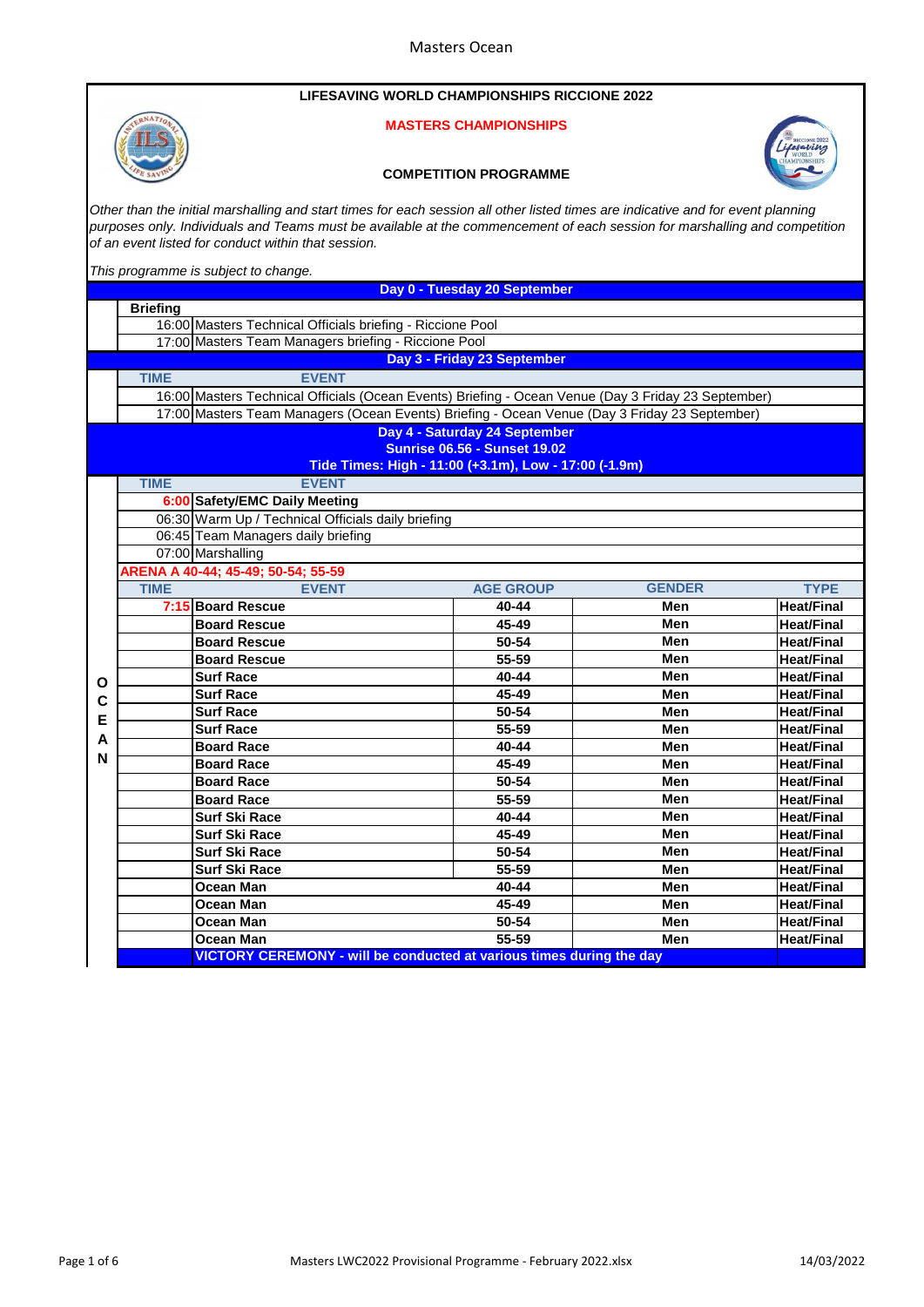# LIFESAVING WORLD CHAMPIONSHIPS RICCIONE 2022

## MASTERS CHAMPIONSHIPS

## COMPETITION PROGRAMME

*Other than the initial marshalling and start times for each session all other listed times are indicative and for event planning purposes only. Individuals and Teams must be available at the commencement of each session for marshalling and competition of an event listed for conduct within that session.*

*This programme is subject to change.*

### Day 0 - Tuesday 20 September

**Briefing**

| | |
|---|---|
| 16:00 | Masters Technical Officials briefing - Riccione Pool |
| 17:00 | Masters Team Managers briefing - Riccione Pool |

### Day 3 - Friday 23 September

| TIME | EVENT |
|---|---|
| 16:00 | Masters Technical Officials (Ocean Events) Briefing - Ocean Venue (Day 3 Friday 23 September) |
| 17:00 | Masters Team Managers (Ocean Events) Briefing - Ocean Venue (Day 3 Friday 23 September) |

### Day 4 - Saturday 24 September

**Sunrise 06.56 - Sunset 19.02**

**Tide Times: High - 11:00 (+3.1m), Low - 17:00 (-1.9m)**

**OCEAN**

| TIME | EVENT |
|---|---|
| 6:00 | **Safety/EMC Daily Meeting** |
| 06:30 | Warm Up / Technical Officials daily briefing |
| 06:45 | Team Managers daily briefing |
| 07:00 | Marshalling |

**ARENA A 40-44; 45-49; 50-54; 55-59**

| TIME | EVENT | AGE GROUP | GENDER | TYPE |
|---|---|---|---|---|
| 7:15 | Board Rescue | 40-44 | Men | Heat/Final |
| | Board Rescue | 45-49 | Men | Heat/Final |
| | Board Rescue | 50-54 | Men | Heat/Final |
| | Board Rescue | 55-59 | Men | Heat/Final |
| | Surf Race | 40-44 | Men | Heat/Final |
| | Surf Race | 45-49 | Men | Heat/Final |
| | Surf Race | 50-54 | Men | Heat/Final |
| | Surf Race | 55-59 | Men | Heat/Final |
| | Board Race | 40-44 | Men | Heat/Final |
| | Board Race | 45-49 | Men | Heat/Final |
| | Board Race | 50-54 | Men | Heat/Final |
| | Board Race | 55-59 | Men | Heat/Final |
| | Surf Ski Race | 40-44 | Men | Heat/Final |
| | Surf Ski Race | 45-49 | Men | Heat/Final |
| | Surf Ski Race | 50-54 | Men | Heat/Final |
| | Surf Ski Race | 55-59 | Men | Heat/Final |
| | Ocean Man | 40-44 | Men | Heat/Final |
| | Ocean Man | 45-49 | Men | Heat/Final |
| | Ocean Man | 50-54 | Men | Heat/Final |
| | Ocean Man | 55-59 | Men | Heat/Final |
| | VICTORY CEREMONY - will be conducted at various times during the day | | | |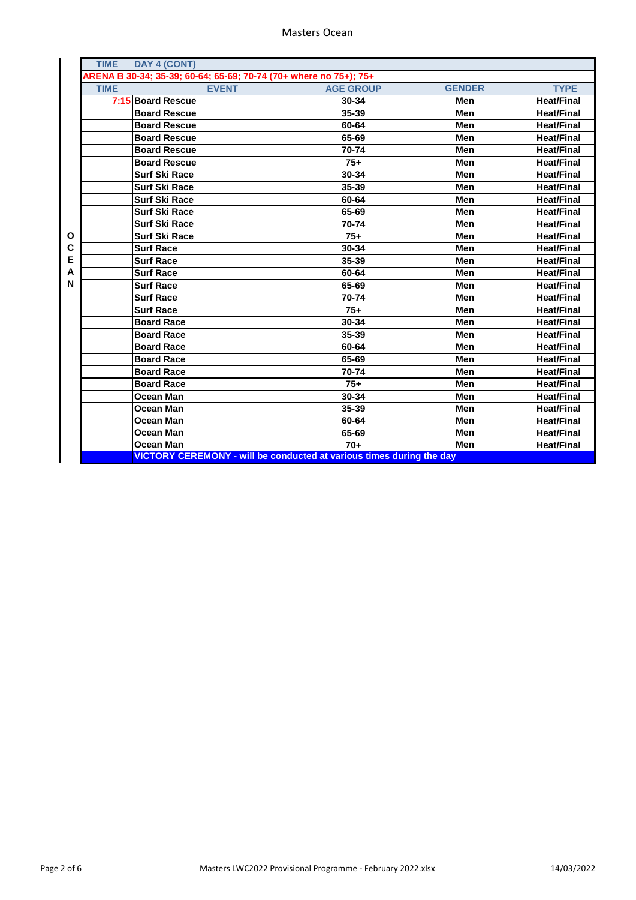| TIME | DAY 4 (CONT) | | | |
|---|---|---|---|---|
| ARENA B 30-34; 35-39; 60-64; 65-69; 70-74 (70+ where no 75+); 75+ | | | | |
| TIME | EVENT | AGE GROUP | GENDER | TYPE |
| 7:15 | Board Rescue | 30-34 | Men | Heat/Final |
| | Board Rescue | 35-39 | Men | Heat/Final |
| | Board Rescue | 60-64 | Men | Heat/Final |
| | Board Rescue | 65-69 | Men | Heat/Final |
| | Board Rescue | 70-74 | Men | Heat/Final |
| | Board Rescue | 75+ | Men | Heat/Final |
| | Surf Ski Race | 30-34 | Men | Heat/Final |
| | Surf Ski Race | 35-39 | Men | Heat/Final |
| | Surf Ski Race | 60-64 | Men | Heat/Final |
| | Surf Ski Race | 65-69 | Men | Heat/Final |
| | Surf Ski Race | 70-74 | Men | Heat/Final |
| | Surf Ski Race | 75+ | Men | Heat/Final |
| | Surf Race | 30-34 | Men | Heat/Final |
| | Surf Race | 35-39 | Men | Heat/Final |
| | Surf Race | 60-64 | Men | Heat/Final |
| | Surf Race | 65-69 | Men | Heat/Final |
| | Surf Race | 70-74 | Men | Heat/Final |
| | Surf Race | 75+ | Men | Heat/Final |
| | Board Race | 30-34 | Men | Heat/Final |
| | Board Race | 35-39 | Men | Heat/Final |
| | Board Race | 60-64 | Men | Heat/Final |
| | Board Race | 65-69 | Men | Heat/Final |
| | Board Race | 70-74 | Men | Heat/Final |
| | Board Race | 75+ | Men | Heat/Final |
| | Ocean Man | 30-34 | Men | Heat/Final |
| | Ocean Man | 35-39 | Men | Heat/Final |
| | Ocean Man | 60-64 | Men | Heat/Final |
| | Ocean Man | 65-69 | Men | Heat/Final |
| | Ocean Man | 70+ | Men | Heat/Final |
| | VICTORY CEREMONY - will be conducted at various times during the day | | | |

OCEAN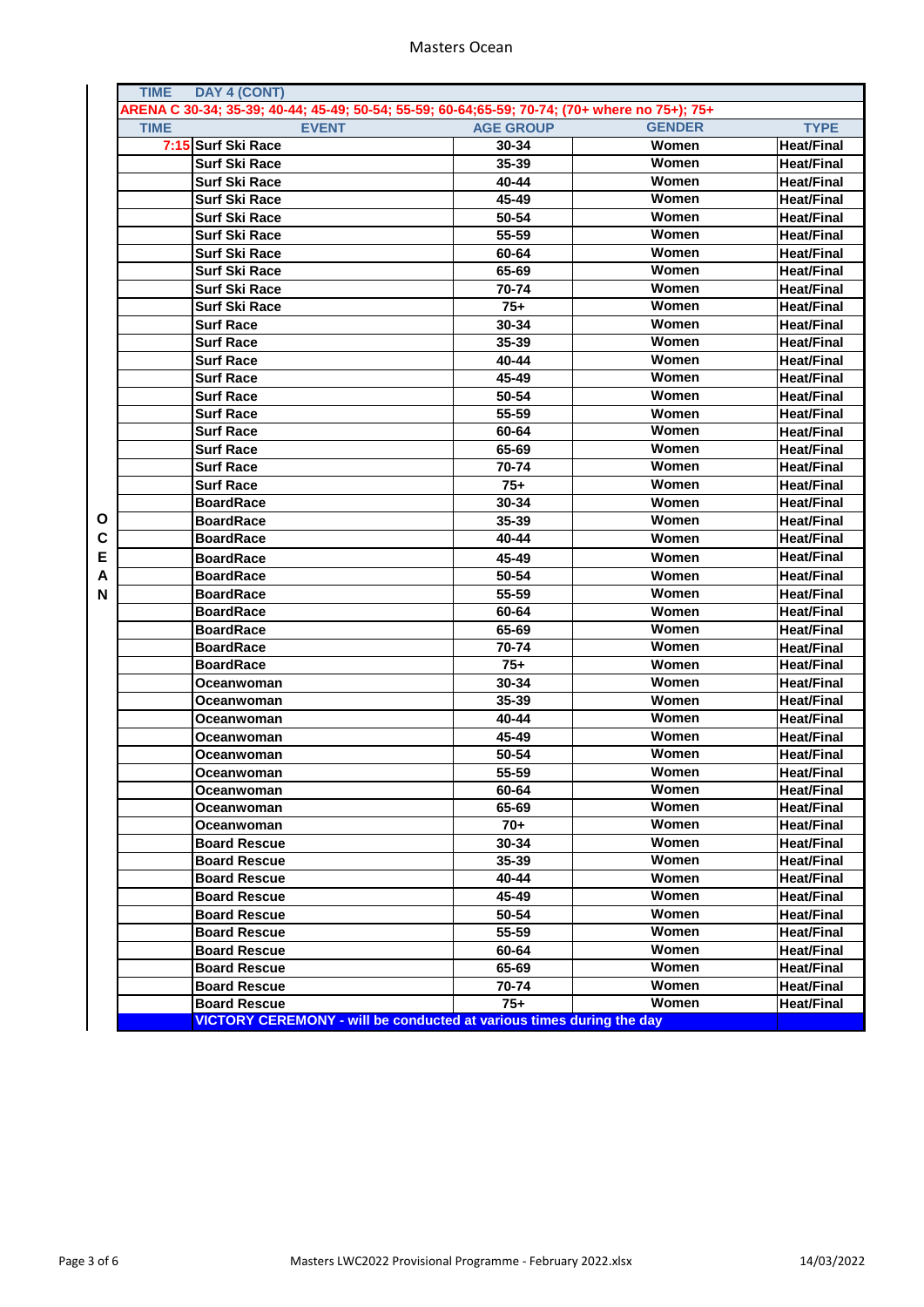Masters Ocean

| TIME | DAY 4 (CONT) | | | |
|---|---|---|---|---|
| ARENA C 30-34; 35-39; 40-44; 45-49; 50-54; 55-59; 60-64;65-59; 70-74; (70+ where no 75+); 75+ | | | | |
| **TIME** | **EVENT** | **AGE GROUP** | **GENDER** | **TYPE** |
| 7:15 | Surf Ski Race | 30-34 | Women | Heat/Final |
| | Surf Ski Race | 35-39 | Women | Heat/Final |
| | Surf Ski Race | 40-44 | Women | Heat/Final |
| | Surf Ski Race | 45-49 | Women | Heat/Final |
| | Surf Ski Race | 50-54 | Women | Heat/Final |
| | Surf Ski Race | 55-59 | Women | Heat/Final |
| | Surf Ski Race | 60-64 | Women | Heat/Final |
| | Surf Ski Race | 65-69 | Women | Heat/Final |
| | Surf Ski Race | 70-74 | Women | Heat/Final |
| | Surf Ski Race | 75+ | Women | Heat/Final |
| | Surf Race | 30-34 | Women | Heat/Final |
| | Surf Race | 35-39 | Women | Heat/Final |
| | Surf Race | 40-44 | Women | Heat/Final |
| | Surf Race | 45-49 | Women | Heat/Final |
| | Surf Race | 50-54 | Women | Heat/Final |
| | Surf Race | 55-59 | Women | Heat/Final |
| | Surf Race | 60-64 | Women | Heat/Final |
| | Surf Race | 65-69 | Women | Heat/Final |
| | Surf Race | 70-74 | Women | Heat/Final |
| | Surf Race | 75+ | Women | Heat/Final |
| | BoardRace | 30-34 | Women | Heat/Final |
| | BoardRace | 35-39 | Women | Heat/Final |
| | BoardRace | 40-44 | Women | Heat/Final |
| | BoardRace | 45-49 | Women | Heat/Final |
| | BoardRace | 50-54 | Women | Heat/Final |
| | BoardRace | 55-59 | Women | Heat/Final |
| | BoardRace | 60-64 | Women | Heat/Final |
| | BoardRace | 65-69 | Women | Heat/Final |
| | BoardRace | 70-74 | Women | Heat/Final |
| | BoardRace | 75+ | Women | Heat/Final |
| | Oceanwoman | 30-34 | Women | Heat/Final |
| | Oceanwoman | 35-39 | Women | Heat/Final |
| | Oceanwoman | 40-44 | Women | Heat/Final |
| | Oceanwoman | 45-49 | Women | Heat/Final |
| | Oceanwoman | 50-54 | Women | Heat/Final |
| | Oceanwoman | 55-59 | Women | Heat/Final |
| | Oceanwoman | 60-64 | Women | Heat/Final |
| | Oceanwoman | 65-69 | Women | Heat/Final |
| | Oceanwoman | 70+ | Women | Heat/Final |
| | Board Rescue | 30-34 | Women | Heat/Final |
| | Board Rescue | 35-39 | Women | Heat/Final |
| | Board Rescue | 40-44 | Women | Heat/Final |
| | Board Rescue | 45-49 | Women | Heat/Final |
| | Board Rescue | 50-54 | Women | Heat/Final |
| | Board Rescue | 55-59 | Women | Heat/Final |
| | Board Rescue | 60-64 | Women | Heat/Final |
| | Board Rescue | 65-69 | Women | Heat/Final |
| | Board Rescue | 70-74 | Women | Heat/Final |
| | Board Rescue | 75+ | Women | Heat/Final |
| | VICTORY CEREMONY - will be conducted at various times during the day | | | |

OCEAN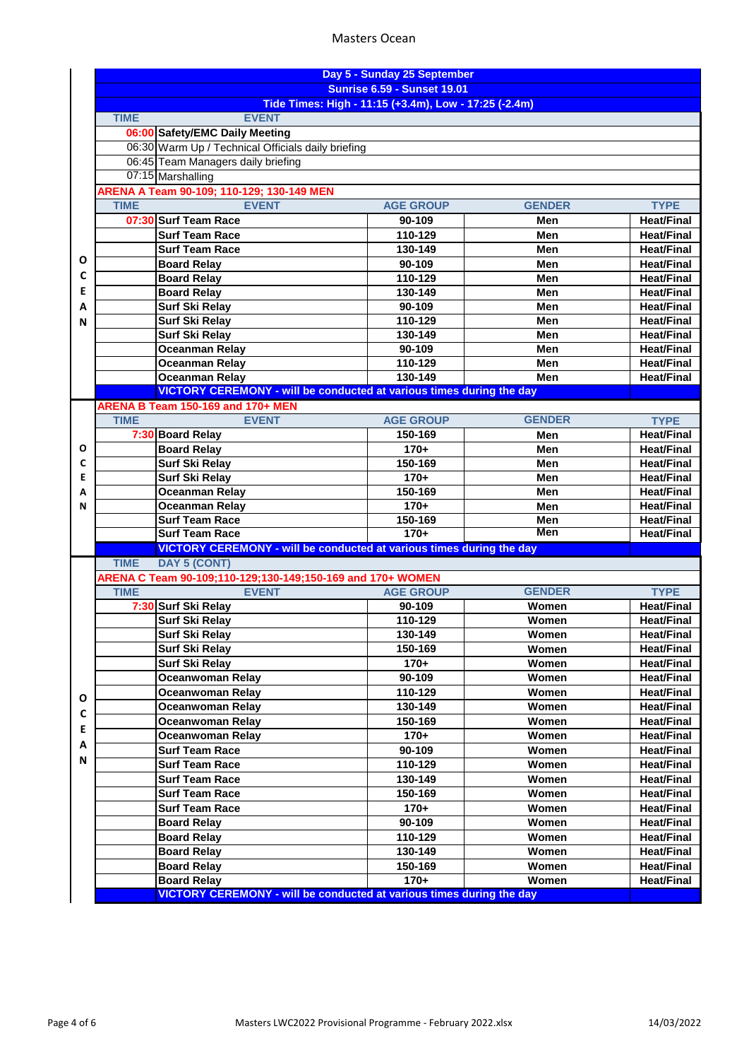Masters Ocean

## Day 5 - Sunday 25 September

**Sunrise 6.59 - Sunset 19.01**

**Tide Times: High - 11:15 (+3.4m), Low - 17:25 (-2.4m)**

| TIME | EVENT |
|---|---|
| 06:00 | **Safety/EMC Daily Meeting** |
| 06:30 | Warm Up / Technical Officials daily briefing |
| 06:45 | Team Managers daily briefing |
| 07:15 | Marshalling |

### ARENA A Team 90-109; 110-129; 130-149 MEN

| TIME | EVENT | AGE GROUP | GENDER | TYPE |
|---|---|---|---|---|
| 07:30 | Surf Team Race | 90-109 | Men | Heat/Final |
| | Surf Team Race | 110-129 | Men | Heat/Final |
| | Surf Team Race | 130-149 | Men | Heat/Final |
| | Board Relay | 90-109 | Men | Heat/Final |
| | Board Relay | 110-129 | Men | Heat/Final |
| | Board Relay | 130-149 | Men | Heat/Final |
| | Surf Ski Relay | 90-109 | Men | Heat/Final |
| | Surf Ski Relay | 110-129 | Men | Heat/Final |
| | Surf Ski Relay | 130-149 | Men | Heat/Final |
| | Oceanman Relay | 90-109 | Men | Heat/Final |
| | Oceanman Relay | 110-129 | Men | Heat/Final |
| | Oceanman Relay | 130-149 | Men | Heat/Final |
| | VICTORY CEREMONY - will be conducted at various times during the day | | | |

### ARENA B Team 150-169 and 170+ MEN

| TIME | EVENT | AGE GROUP | GENDER | TYPE |
|---|---|---|---|---|
| 7:30 | Board Relay | 150-169 | Men | Heat/Final |
| | Board Relay | 170+ | Men | Heat/Final |
| | Surf Ski Relay | 150-169 | Men | Heat/Final |
| | Surf Ski Relay | 170+ | Men | Heat/Final |
| | Oceanman Relay | 150-169 | Men | Heat/Final |
| | Oceanman Relay | 170+ | Men | Heat/Final |
| | Surf Team Race | 150-169 | Men | Heat/Final |
| | Surf Team Race | 170+ | Men | Heat/Final |
| | VICTORY CEREMONY - will be conducted at various times during the day | | | |

TIME DAY 5 (CONT)

### ARENA C Team 90-109;110-129;130-149;150-169 and 170+ WOMEN

| TIME | EVENT | AGE GROUP | GENDER | TYPE |
|---|---|---|---|---|
| 7:30 | Surf Ski Relay | 90-109 | Women | Heat/Final |
| | Surf Ski Relay | 110-129 | Women | Heat/Final |
| | Surf Ski Relay | 130-149 | Women | Heat/Final |
| | Surf Ski Relay | 150-169 | Women | Heat/Final |
| | Surf Ski Relay | 170+ | Women | Heat/Final |
| | Oceanwoman Relay | 90-109 | Women | Heat/Final |
| | Oceanwoman Relay | 110-129 | Women | Heat/Final |
| | Oceanwoman Relay | 130-149 | Women | Heat/Final |
| | Oceanwoman Relay | 150-169 | Women | Heat/Final |
| | Oceanwoman Relay | 170+ | Women | Heat/Final |
| | Surf Team Race | 90-109 | Women | Heat/Final |
| | Surf Team Race | 110-129 | Women | Heat/Final |
| | Surf Team Race | 130-149 | Women | Heat/Final |
| | Surf Team Race | 150-169 | Women | Heat/Final |
| | Surf Team Race | 170+ | Women | Heat/Final |
| | Board Relay | 90-109 | Women | Heat/Final |
| | Board Relay | 110-129 | Women | Heat/Final |
| | Board Relay | 130-149 | Women | Heat/Final |
| | Board Relay | 150-169 | Women | Heat/Final |
| | Board Relay | 170+ | Women | Heat/Final |
| | VICTORY CEREMONY - will be conducted at various times during the day | | | |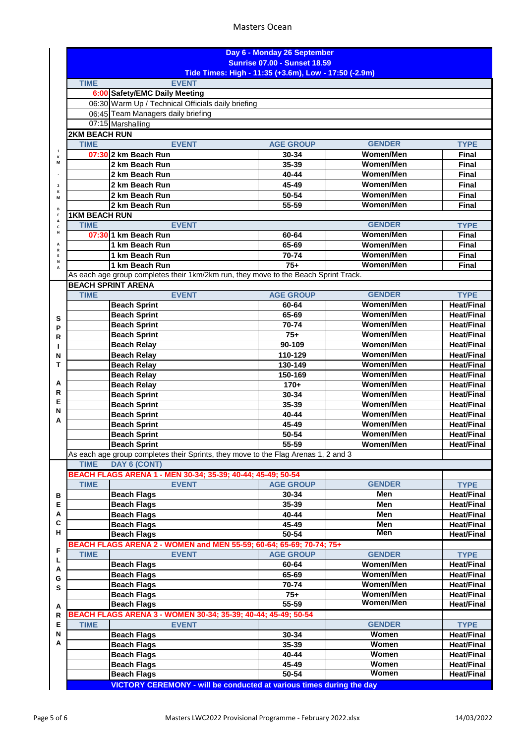## Day 6 - Monday 26 September

**Sunrise 07.00 - Sunset 18.59**

**Tide Times: High - 11:35 (+3.6m), Low - 17:50 (-2.9m)**

| TIME | EVENT |
|---|---|
| 6:00 | **Safety/EMC Daily Meeting** |
| 06:30 | Warm Up / Technical Officials daily briefing |
| 06:45 | Team Managers daily briefing |
| 07:15 | Marshalling |

### 1 KM - 2 KM BEACH ARENA

**2KM BEACH RUN**

| TIME | EVENT | AGE GROUP | GENDER | TYPE |
|---|---|---|---|---|
| 07:30 | 2 km Beach Run | 30-34 | Women/Men | Final |
| | 2 km Beach Run | 35-39 | Women/Men | Final |
| | 2 km Beach Run | 40-44 | Women/Men | Final |
| | 2 km Beach Run | 45-49 | Women/Men | Final |
| | 2 km Beach Run | 50-54 | Women/Men | Final |
| | 2 km Beach Run | 55-59 | Women/Men | Final |

**1KM BEACH RUN**

| TIME | EVENT | | GENDER | TYPE |
|---|---|---|---|---|
| 07:30 | 1 km Beach Run | 60-64 | Women/Men | Final |
| | 1 km Beach Run | 65-69 | Women/Men | Final |
| | 1 km Beach Run | 70-74 | Women/Men | Final |
| | 1 km Beach Run | 75+ | Women/Men | Final |

As each age group completes their 1km/2km run, they move to the Beach Sprint Track.

### SPRINT ARENA

**BEACH SPRINT ARENA**

| TIME | EVENT | AGE GROUP | GENDER | TYPE |
|---|---|---|---|---|
| | Beach Sprint | 60-64 | Women/Men | Heat/Final |
| | Beach Sprint | 65-69 | Women/Men | Heat/Final |
| | Beach Sprint | 70-74 | Women/Men | Heat/Final |
| | Beach Sprint | 75+ | Women/Men | Heat/Final |
| | Beach Relay | 90-109 | Women/Men | Heat/Final |
| | Beach Relay | 110-129 | Women/Men | Heat/Final |
| | Beach Relay | 130-149 | Women/Men | Heat/Final |
| | Beach Relay | 150-169 | Women/Men | Heat/Final |
| | Beach Relay | 170+ | Women/Men | Heat/Final |
| | Beach Sprint | 30-34 | Women/Men | Heat/Final |
| | Beach Sprint | 35-39 | Women/Men | Heat/Final |
| | Beach Sprint | 40-44 | Women/Men | Heat/Final |
| | Beach Sprint | 45-49 | Women/Men | Heat/Final |
| | Beach Sprint | 50-54 | Women/Men | Heat/Final |
| | Beach Sprint | 55-59 | Women/Men | Heat/Final |

As each age group completes their Sprints, they move to the Flag Arenas 1, 2 and 3

### BEACH FLAGS ARENA

**TIME — DAY 6 (CONT)**

**BEACH FLAGS ARENA 1 - MEN 30-34; 35-39; 40-44; 45-49; 50-54**

| TIME | EVENT | AGE GROUP | GENDER | TYPE |
|---|---|---|---|---|
| | Beach Flags | 30-34 | Men | Heat/Final |
| | Beach Flags | 35-39 | Men | Heat/Final |
| | Beach Flags | 40-44 | Men | Heat/Final |
| | Beach Flags | 45-49 | Men | Heat/Final |
| | Beach Flags | 50-54 | Men | Heat/Final |

**BEACH FLAGS ARENA 2 - WOMEN and MEN 55-59; 60-64; 65-69; 70-74; 75+**

| TIME | EVENT | AGE GROUP | GENDER | TYPE |
|---|---|---|---|---|
| | Beach Flags | 60-64 | Women/Men | Heat/Final |
| | Beach Flags | 65-69 | Women/Men | Heat/Final |
| | Beach Flags | 70-74 | Women/Men | Heat/Final |
| | Beach Flags | 75+ | Women/Men | Heat/Final |
| | Beach Flags | 55-59 | Women/Men | Heat/Final |

**BEACH FLAGS ARENA 3 - WOMEN 30-34; 35-39; 40-44; 45-49; 50-54**

| TIME | EVENT | | GENDER | TYPE |
|---|---|---|---|---|
| | Beach Flags | 30-34 | Women | Heat/Final |
| | Beach Flags | 35-39 | Women | Heat/Final |
| | Beach Flags | 40-44 | Women | Heat/Final |
| | Beach Flags | 45-49 | Women | Heat/Final |
| | Beach Flags | 50-54 | Women | Heat/Final |

**VICTORY CEREMONY - will be conducted at various times during the day**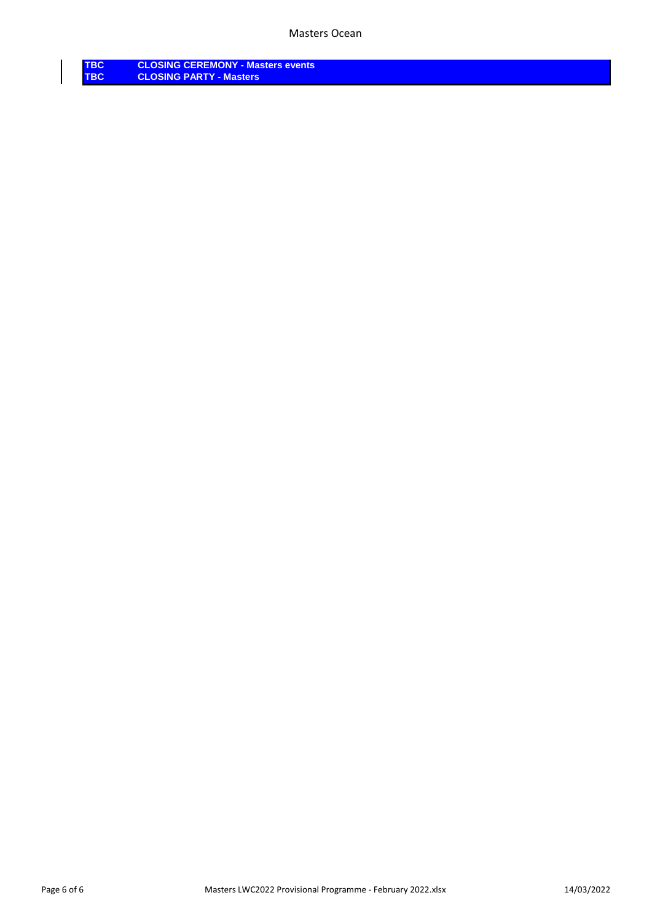| | |
|---|---|
| **TBC** | **CLOSING CEREMONY - Masters events** |
| **TBC** | **CLOSING PARTY - Masters** |